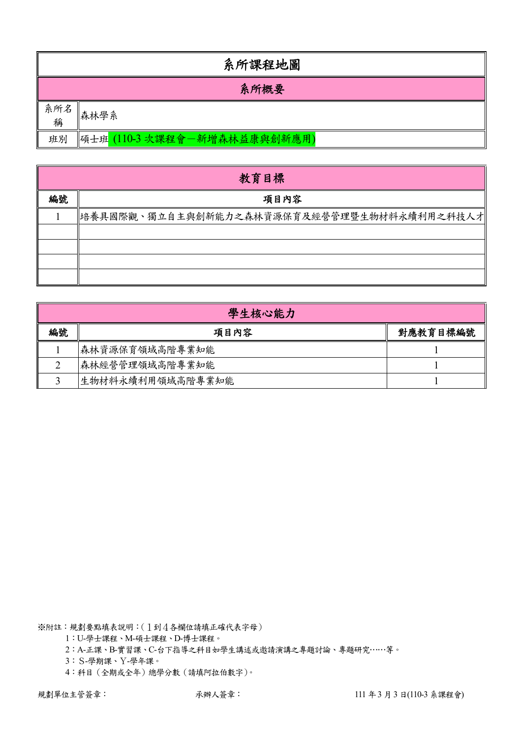# 系所課程地圖

## 系所概要

| 系所名稱 | 森林學系 |
|---|---|
| 班別 | 碩士班 (110-3 次課程會－新增森林益康與創新應用) |

## 教育目標

| 編號 | 項目內容 |
|---|---|
| 1 | 培養具國際觀、獨立自主與創新能力之森林資源保育及經營管理暨生物材料永續利用之科技人才 |
| | |
| | |
| | |
| | |

## 學生核心能力

| 編號 | 項目內容 | 對應教育目標編號 |
|---|---|---|
| 1 | 森林資源保育領域高階專業知能 | 1 |
| 2 | 森林經營管理領域高階專業知能 | 1 |
| 3 | 生物材料永續利用領域高階專業知能 | 1 |

※附註：規劃要點填表說明：(１到４各欄位請填正確代表字母)

1：U-學士課程、M-碩士課程、D-博士課程。

2：A-正課、B-實習課、C-台下指導之科目如學生講述或邀請演講之專題討論、專題研究……等。

3：S-學期課、Y-學年課。

4：科目（全期或全年）總學分數（請填阿拉伯數字)。

規劃單位主管簽章：　　　　承辦人簽章：　　　　111 年 3 月 3 日(110-3 系課程會)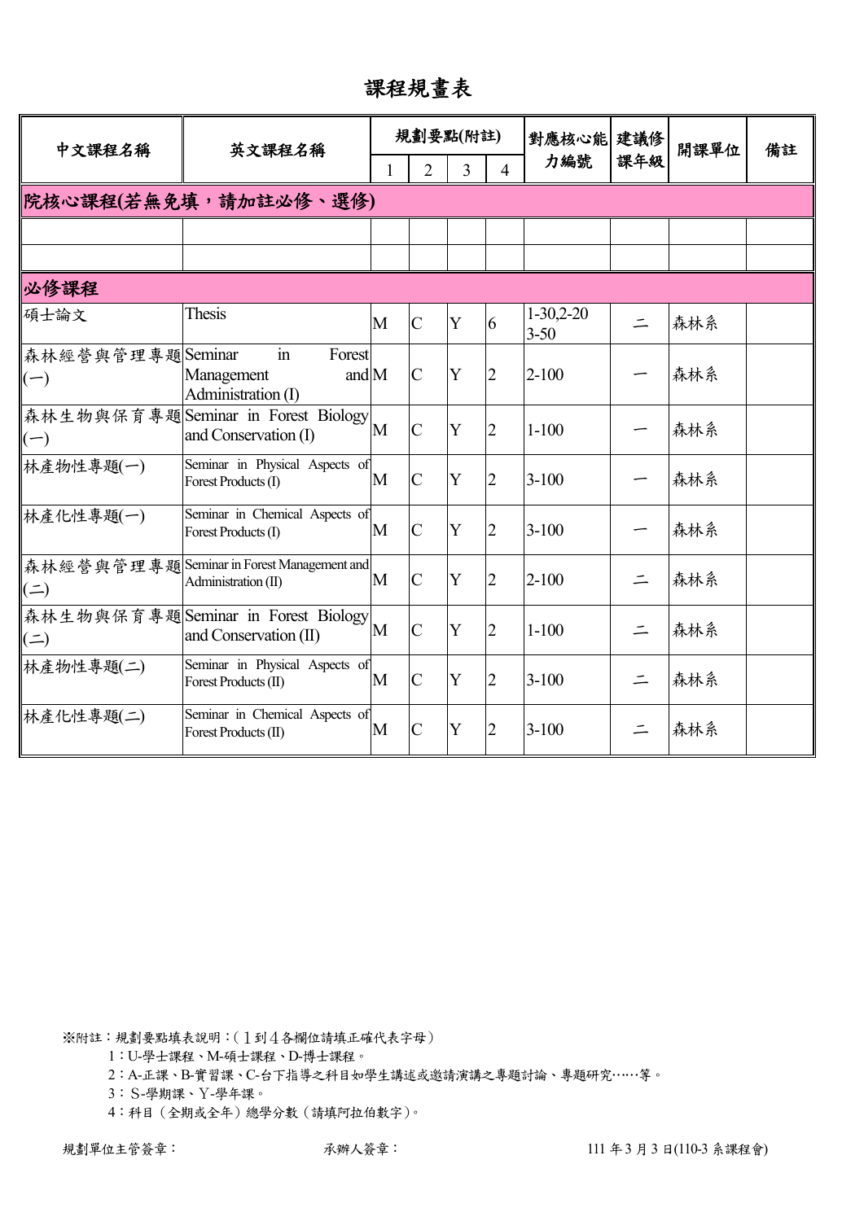# 課程規畫表

| 中文課程名稱 | 英文課程名稱 | 規劃要點(附註) | | | | 對應核心能力編號 | 建議修課年級 | 開課單位 | 備註 |
|---|---|---|---|---|---|---|---|---|---|
| | | 1 | 2 | 3 | 4 | | | | |
| **院核心課程(若無免填，請加註必修、選修)** | | | | | | | | | |
| | | | | | | | | | |
| | | | | | | | | | |
| **必修課程** | | | | | | | | | |
| 碩士論文 | Thesis | M | C | Y | 6 | 1-30,2-20 3-50 | 二 | 森林系 | |
| 森林經營與管理專題(一) | Seminar in Forest Management and Administration (I) | M | C | Y | 2 | 2-100 | 一 | 森林系 | |
| 森林生物與保育專題(一) | Seminar in Forest Biology and Conservation (I) | M | C | Y | 2 | 1-100 | 一 | 森林系 | |
| 林產物性專題(一) | Seminar in Physical Aspects of Forest Products (I) | M | C | Y | 2 | 3-100 | 一 | 森林系 | |
| 林產化性專題(一) | Seminar in Chemical Aspects of Forest Products (I) | M | C | Y | 2 | 3-100 | 一 | 森林系 | |
| 森林經營與管理專題(二) | Seminar in Forest Management and Administration (II) | M | C | Y | 2 | 2-100 | 二 | 森林系 | |
| 森林生物與保育專題(二) | Seminar in Forest Biology and Conservation (II) | M | C | Y | 2 | 1-100 | 二 | 森林系 | |
| 林產物性專題(二) | Seminar in Physical Aspects of Forest Products (II) | M | C | Y | 2 | 3-100 | 二 | 森林系 | |
| 林產化性專題(二) | Seminar in Chemical Aspects of Forest Products (II) | M | C | Y | 2 | 3-100 | 二 | 森林系 | |

※附註：規劃要點填表說明：(１到４各欄位請填正確代表字母)

1：U-學士課程、M-碩士課程、D-博士課程。

2：A-正課、B-實習課、C-台下指導之科目如學生講述或邀請演講之專題討論、專題研究……等。

3：S-學期課、Y-學年課。

4：科目（全期或全年）總學分數（請填阿拉伯數字）。

規劃單位主管簽章：　　　　承辦人簽章：　　　　111 年 3 月 3 日(110-3 系課程會)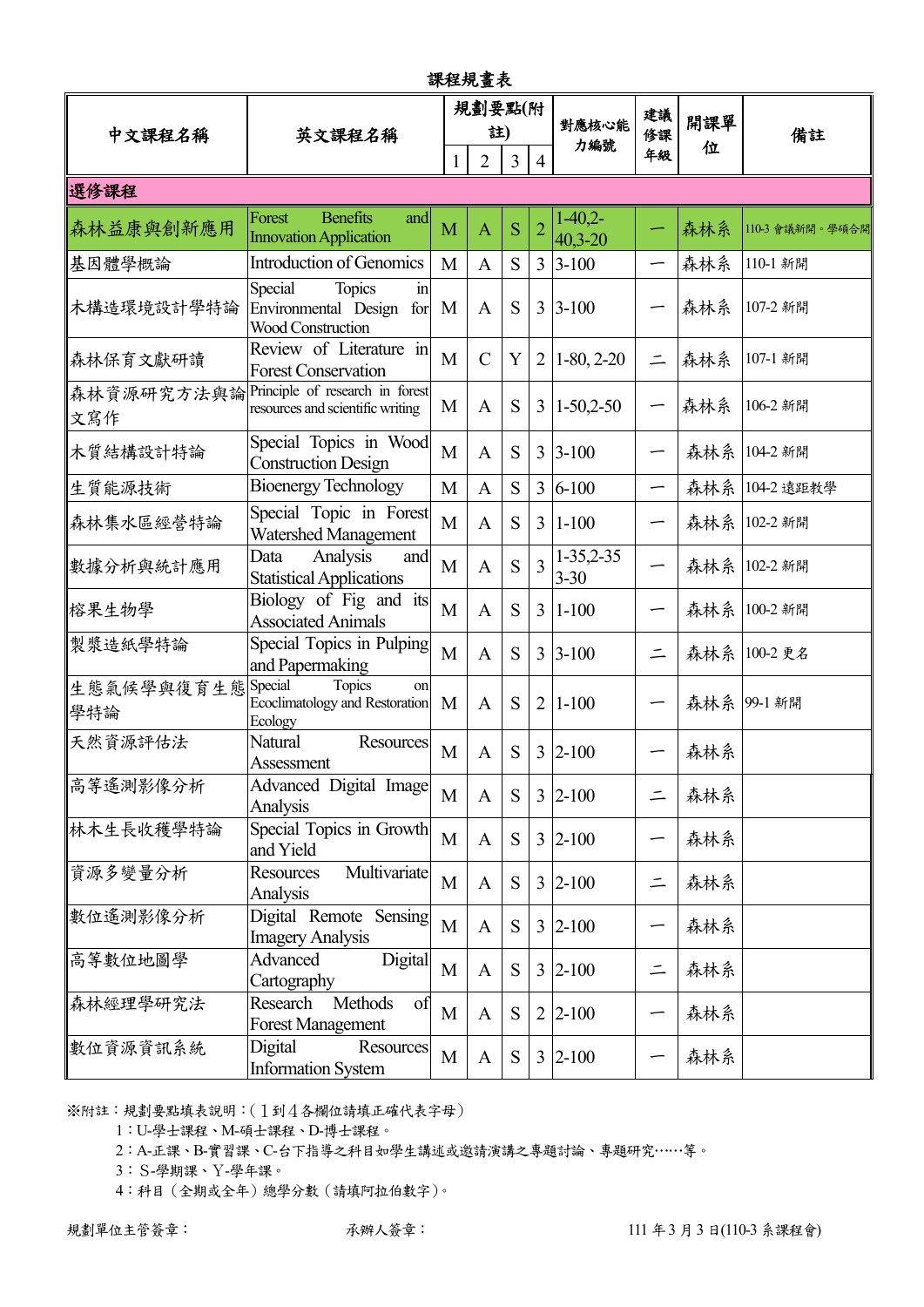# 課程規劃表

| 中文課程名稱 | 英文課程名稱 | 規劃要點(附註) | | | | 對應核心能力編號 | 建議修課年級 | 開課單位 | 備註 |
|---|---|---|---|---|---|---|---|---|---|
| | | 1 | 2 | 3 | 4 | | | | |
| **選修課程** | | | | | | | | | |
| 森林益康與創新應用 | Forest Benefits and Innovation Application | M | A | S | 2 | 1-40,2-40,3-20 | 一 | 森林系 | 110-3 會議新開。學碩合開 |
| 基因體學概論 | Introduction of Genomics | M | A | S | 3 | 3-100 | 一 | 森林系 | 110-1 新開 |
| 木構造環境設計學特論 | Special Topics in Environmental Design for Wood Construction | M | A | S | 3 | 3-100 | 一 | 森林系 | 107-2 新開 |
| 森林保育文獻研讀 | Review of Literature in Forest Conservation | M | C | Y | 2 | 1-80, 2-20 | 二 | 森林系 | 107-1 新開 |
| 森林資源研究方法與論文寫作 | Principle of research in forest resources and scientific writing | M | A | S | 3 | 1-50,2-50 | 一 | 森林系 | 106-2 新開 |
| 木質結構設計特論 | Special Topics in Wood Construction Design | M | A | S | 3 | 3-100 | 一 | 森林系 | 104-2 新開 |
| 生質能源技術 | Bioenergy Technology | M | A | S | 3 | 6-100 | 一 | 森林系 | 104-2 遠距教學 |
| 森林集水區經營特論 | Special Topic in Forest Watershed Management | M | A | S | 3 | 1-100 | 一 | 森林系 | 102-2 新開 |
| 數據分析與統計應用 | Data Analysis and Statistical Applications | M | A | S | 3 | 1-35,2-35 3-30 | 一 | 森林系 | 102-2 新開 |
| 榕果生物學 | Biology of Fig and its Associated Animals | M | A | S | 3 | 1-100 | 一 | 森林系 | 100-2 新開 |
| 製漿造紙學特論 | Special Topics in Pulping and Papermaking | M | A | S | 3 | 3-100 | 二 | 森林系 | 100-2 更名 |
| 生態氣候學與復育生態學特論 | Special Topics on Ecoclimatology and Restoration Ecology | M | A | S | 2 | 1-100 | 一 | 森林系 | 99-1 新開 |
| 天然資源評估法 | Natural Resources Assessment | M | A | S | 3 | 2-100 | 一 | 森林系 | |
| 高等遙測影像分析 | Advanced Digital Image Analysis | M | A | S | 3 | 2-100 | 二 | 森林系 | |
| 林木生長收穫學特論 | Special Topics in Growth and Yield | M | A | S | 3 | 2-100 | 一 | 森林系 | |
| 資源多變量分析 | Resources Multivariate Analysis | M | A | S | 3 | 2-100 | 二 | 森林系 | |
| 數位遙測影像分析 | Digital Remote Sensing Imagery Analysis | M | A | S | 3 | 2-100 | 一 | 森林系 | |
| 高等數位地圖學 | Advanced Digital Cartography | M | A | S | 3 | 2-100 | 二 | 森林系 | |
| 森林經理學研究法 | Research Methods of Forest Management | M | A | S | 2 | 2-100 | 一 | 森林系 | |
| 數位資源資訊系統 | Digital Resources Information System | M | A | S | 3 | 2-100 | 一 | 森林系 | |

※附註：規劃要點填表說明：(1到4各欄位請填正確代表字母)

1：U-學士課程、M-碩士課程、D-博士課程。

2：A-正課、B-實習課、C-台下指導之科目如學生講述或邀請演講之專題討論、專題研究……等。

3：S-學期課、Y-學年課。

4：科目(全期或全年)總學分數(請填阿拉伯數字)。

規劃單位主管簽章： 承辦人簽章： 111 年 3 月 3 日(110-3 系課程會)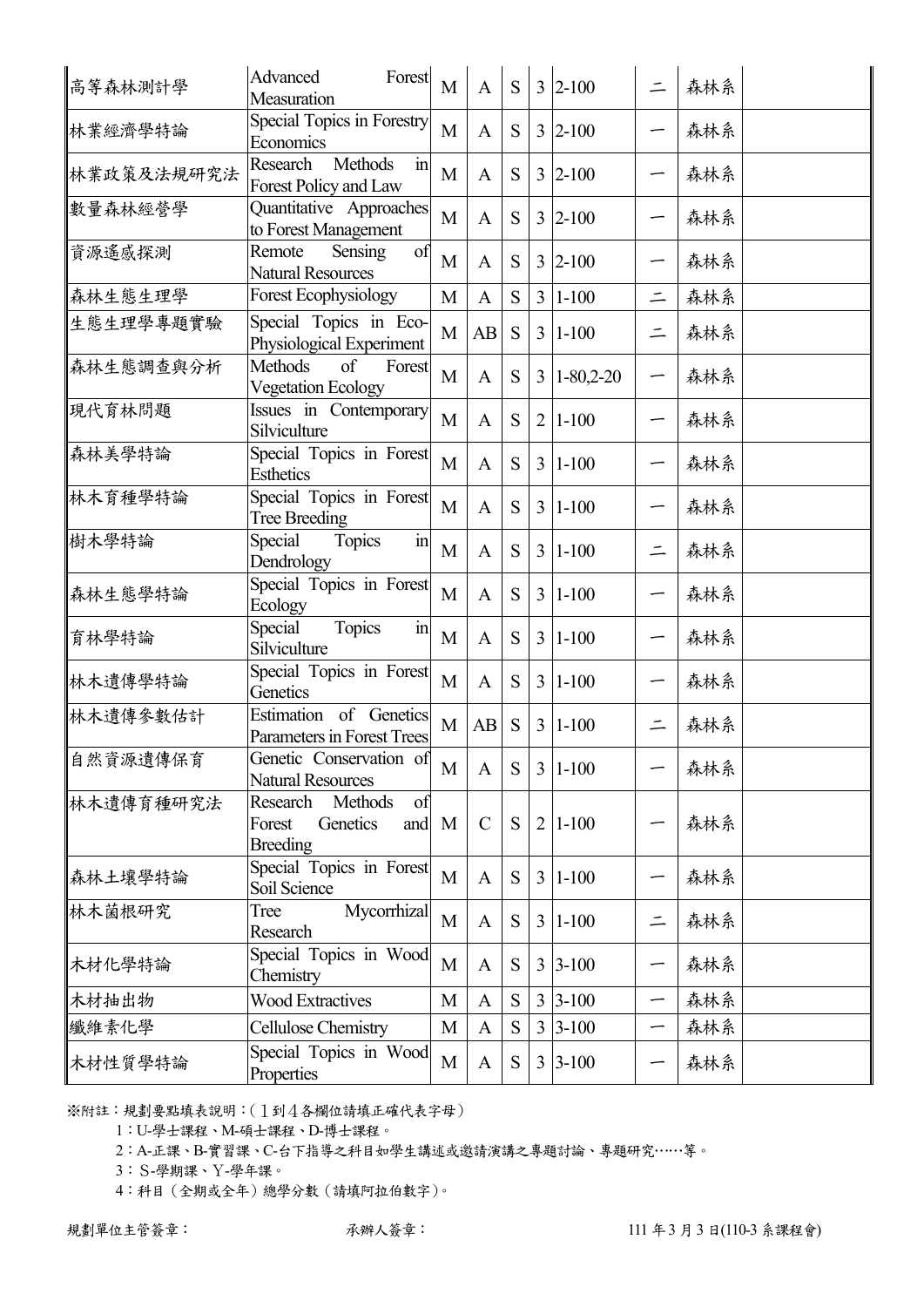| 高等森林測計學 | Advanced Forest Measuration | M | A | S | 3 | 2-100 | 二 | 森林系 | |
|---|---|---|---|---|---|---|---|---|---|
| 林業經濟學特論 | Special Topics in Forestry Economics | M | A | S | 3 | 2-100 | 一 | 森林系 | |
| 林業政策及法規研究法 | Research Methods in Forest Policy and Law | M | A | S | 3 | 2-100 | 一 | 森林系 | |
| 數量森林經營學 | Quantitative Approaches to Forest Management | M | A | S | 3 | 2-100 | 一 | 森林系 | |
| 資源遙感探測 | Remote Sensing of Natural Resources | M | A | S | 3 | 2-100 | 一 | 森林系 | |
| 森林生態生理學 | Forest Ecophysiology | M | A | S | 3 | 1-100 | 二 | 森林系 | |
| 生態生理學專題實驗 | Special Topics in Eco-Physiological Experiment | M | AB | S | 3 | 1-100 | 二 | 森林系 | |
| 森林生態調查與分析 | Methods of Forest Vegetation Ecology | M | A | S | 3 | 1-80,2-20 | 一 | 森林系 | |
| 現代育林問題 | Issues in Contemporary Silviculture | M | A | S | 2 | 1-100 | 一 | 森林系 | |
| 森林美學特論 | Special Topics in Forest Esthetics | M | A | S | 3 | 1-100 | 一 | 森林系 | |
| 林木育種學特論 | Special Topics in Forest Tree Breeding | M | A | S | 3 | 1-100 | 一 | 森林系 | |
| 樹木學特論 | Special Topics in Dendrology | M | A | S | 3 | 1-100 | 二 | 森林系 | |
| 森林生態學特論 | Special Topics in Forest Ecology | M | A | S | 3 | 1-100 | 一 | 森林系 | |
| 育林學特論 | Special Topics in Silviculture | M | A | S | 3 | 1-100 | 一 | 森林系 | |
| 林木遺傳學特論 | Special Topics in Forest Genetics | M | A | S | 3 | 1-100 | 一 | 森林系 | |
| 林木遺傳參數估計 | Estimation of Genetics Parameters in Forest Trees | M | AB | S | 3 | 1-100 | 二 | 森林系 | |
| 自然資源遺傳保育 | Genetic Conservation of Natural Resources | M | A | S | 3 | 1-100 | 一 | 森林系 | |
| 林木遺傳育種研究法 | Research Methods of Forest Genetics and Breeding | M | C | S | 2 | 1-100 | 一 | 森林系 | |
| 森林土壤學特論 | Special Topics in Forest Soil Science | M | A | S | 3 | 1-100 | 一 | 森林系 | |
| 林木菌根研究 | Tree Mycorrhizal Research | M | A | S | 3 | 1-100 | 二 | 森林系 | |
| 木材化學特論 | Special Topics in Wood Chemistry | M | A | S | 3 | 3-100 | 一 | 森林系 | |
| 木材抽出物 | Wood Extractives | M | A | S | 3 | 3-100 | 一 | 森林系 | |
| 纖維素化學 | Cellulose Chemistry | M | A | S | 3 | 3-100 | 一 | 森林系 | |
| 木材性質學特論 | Special Topics in Wood Properties | M | A | S | 3 | 3-100 | 一 | 森林系 | |

※附註：規劃要點填表說明：(１到４各欄位請填正確代表字母)

1：U-學士課程、M-碩士課程、D-博士課程。

2：A-正課、B-實習課、C-台下指導之科目如學生講述或邀請演講之專題討論、專題研究……等。

3：S-學期課、Y-學年課。

4：科目(全期或全年)總學分數(請填阿伯數字)。

規劃單位主管簽章：　　　　承辦人簽章：　　　　111 年 3 月 3 日(110-3 系課程會)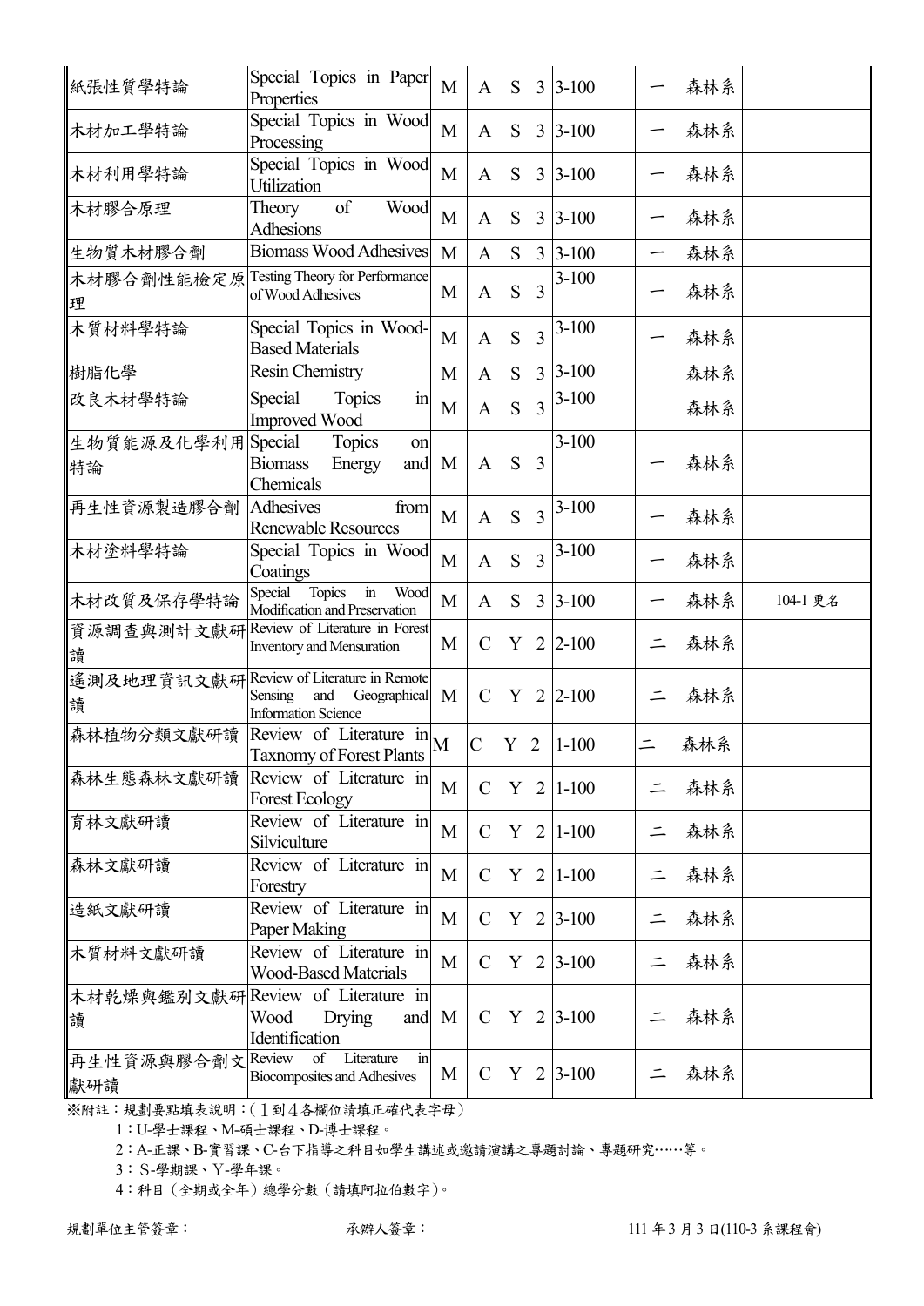| 紙張性質學特論 | Special Topics in Paper Properties | M | A | S | 3 | 3-100 | 一 | 森林系 | |
|---|---|---|---|---|---|---|---|---|---|
| 木材加工學特論 | Special Topics in Wood Processing | M | A | S | 3 | 3-100 | 一 | 森林系 | |
| 木材利用學特論 | Special Topics in Wood Utilization | M | A | S | 3 | 3-100 | 一 | 森林系 | |
| 木材膠合原理 | Theory of Wood Adhesions | M | A | S | 3 | 3-100 | 一 | 森林系 | |
| 生物質木材膠合劑 | Biomass Wood Adhesives | M | A | S | 3 | 3-100 | 一 | 森林系 | |
| 木材膠合劑性能檢定原理 | Testing Theory for Performance of Wood Adhesives | M | A | S | 3 | 3-100 | 一 | 森林系 | |
| 木質材料學特論 | Special Topics in Wood-Based Materials | M | A | S | 3 | 3-100 | 一 | 森林系 | |
| 樹脂化學 | Resin Chemistry | M | A | S | 3 | 3-100 | | 森林系 | |
| 改良木材學特論 | Special Topics in Improved Wood | M | A | S | 3 | 3-100 | | 森林系 | |
| 生物質能源及化學利用特論 | Special Topics on Biomass Energy and Chemicals | M | A | S | 3 | 3-100 | 一 | 森林系 | |
| 再生性資源製造膠合劑 | Adhesives from Renewable Resources | M | A | S | 3 | 3-100 | 一 | 森林系 | |
| 木材塗料學特論 | Special Topics in Wood Coatings | M | A | S | 3 | 3-100 | 一 | 森林系 | |
| 木材改質及保存學特論 | Special Topics in Wood Modification and Preservation | M | A | S | 3 | 3-100 | 一 | 森林系 | 104-1 更名 |
| 資源調查與測計文獻研讀 | Review of Literature in Forest Inventory and Mensuration | M | C | Y | 2 | 2-100 | 二 | 森林系 | |
| 遙測及地理資訊文獻研讀 | Review of Literature in Remote Sensing and Geographical Information Science | M | C | Y | 2 | 2-100 | 二 | 森林系 | |
| 森林植物分類文獻研讀 | Review of Literature in Taxnomy of Forest Plants | M | C | Y | 2 | 1-100 | 二 | 森林系 | |
| 森林生態森林文獻研讀 | Review of Literature in Forest Ecology | M | C | Y | 2 | 1-100 | 二 | 森林系 | |
| 育林文獻研讀 | Review of Literature in Silviculture | M | C | Y | 2 | 1-100 | 二 | 森林系 | |
| 森林文獻研讀 | Review of Literature in Forestry | M | C | Y | 2 | 1-100 | 二 | 森林系 | |
| 造紙文獻研讀 | Review of Literature in Paper Making | M | C | Y | 2 | 3-100 | 二 | 森林系 | |
| 木質材料文獻研讀 | Review of Literature in Wood-Based Materials | M | C | Y | 2 | 3-100 | 二 | 森林系 | |
| 木材乾燥與鑑別文獻研讀 | Review of Literature in Wood Drying and Identification | M | C | Y | 2 | 3-100 | 二 | 森林系 | |
| 再生性資源與膠合劑文獻研讀 | Review of Literature in Biocomposites and Adhesives | M | C | Y | 2 | 3-100 | 二 | 森林系 | |

※附註：規劃要點填表說明：(１到４各欄位請填正確代表字母)

1：U-學士課程、M-碩士課程、D-博士課程。

2：A-正課、B-實習課、C-台下指導之科目如學生講述或邀請演講之專題討論、專題研究……等。

3：S-學期課、Y-學年課。

4：科目（全期或全年）總學分數（請填阿拉伯數字)。

規劃單位主管簽章：　　　　承辦人簽章：　　　　111 年 3 月 3 日(110-3 系課程會)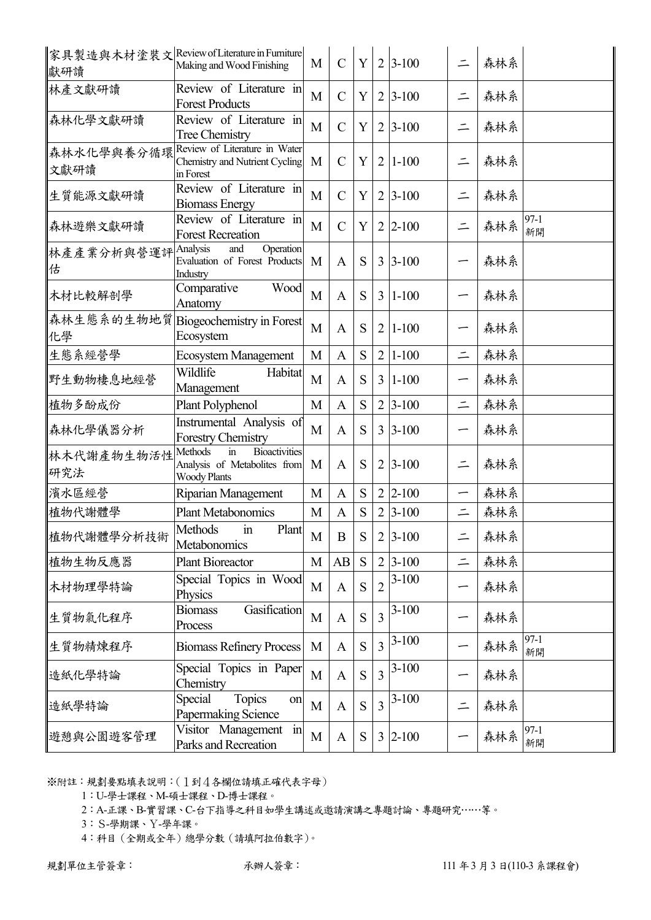| | | | | | | | | | |
|---|---|---|---|---|---|---|---|---|---|
| 家具製造與木材塗裝文獻研讀 | Review of Literature in Furniture Making and Wood Finishing | M | C | Y | 2 | 3-100 | 二 | 森林系 | |
| 林產文獻研讀 | Review of Literature in Forest Products | M | C | Y | 2 | 3-100 | 二 | 森林系 | |
| 森林化學文獻研讀 | Review of Literature in Tree Chemistry | M | C | Y | 2 | 3-100 | 二 | 森林系 | |
| 森林水化學與養分循環文獻研讀 | Review of Literature in Water Chemistry and Nutrient Cycling in Forest | M | C | Y | 2 | 1-100 | 二 | 森林系 | |
| 生質能源文獻研讀 | Review of Literature in Biomass Energy | M | C | Y | 2 | 3-100 | 二 | 森林系 | |
| 森林遊樂文獻研讀 | Review of Literature in Forest Recreation | M | C | Y | 2 | 2-100 | 二 | 森林系 | 97-1 新開 |
| 林產產業分析與營運評估 | Analysis and Operation Evaluation of Forest Products Industry | M | A | S | 3 | 3-100 | 一 | 森林系 | |
| 木材比較解剖學 | Comparative Wood Anatomy | M | A | S | 3 | 1-100 | 一 | 森林系 | |
| 森林生態系的生物地質化學 | Biogeochemistry in Forest Ecosystem | M | A | S | 2 | 1-100 | 一 | 森林系 | |
| 生態系經營學 | Ecosystem Management | M | A | S | 2 | 1-100 | 二 | 森林系 | |
| 野生動物棲息地經營 | Wildlife Habitat Management | M | A | S | 3 | 1-100 | 一 | 森林系 | |
| 植物多酚成份 | Plant Polyphenol | M | A | S | 2 | 3-100 | 二 | 森林系 | |
| 森林化學儀器分析 | Instrumental Analysis of Forestry Chemistry | M | A | S | 3 | 3-100 | 一 | 森林系 | |
| 林木代謝產物生物活性研究法 | Methods in Bioactivities Analysis of Metabolites from Woody Plants | M | A | S | 2 | 3-100 | 二 | 森林系 | |
| 濱水區經營 | Riparian Management | M | A | S | 2 | 2-100 | 一 | 森林系 | |
| 植物代謝體學 | Plant Metabonomics | M | A | S | 2 | 3-100 | 二 | 森林系 | |
| 植物代謝體學分析技術 | Methods in Plant Metabonomics | M | B | S | 2 | 3-100 | 二 | 森林系 | |
| 植物生物反應器 | Plant Bioreactor | M | AB | S | 2 | 3-100 | 二 | 森林系 | |
| 木材物理學特論 | Special Topics in Wood Physics | M | A | S | 2 | 3-100 | 一 | 森林系 | |
| 生質物氣化程序 | Biomass Gasification Process | M | A | S | 3 | 3-100 | 一 | 森林系 | |
| 生質物精煉程序 | Biomass Refinery Process | M | A | S | 3 | 3-100 | 一 | 森林系 | 97-1 新開 |
| 造紙化學特論 | Special Topics in Paper Chemistry | M | A | S | 3 | 3-100 | 一 | 森林系 | |
| 造紙學特論 | Special Topics on Papermaking Science | M | A | S | 3 | 3-100 | 二 | 森林系 | |
| 遊憩與公園遊客管理 | Visitor Management in Parks and Recreation | M | A | S | 3 | 2-100 | 一 | 森林系 | 97-1 新開 |

※附註：規劃要點填表說明：(１到４各欄位請填正確代表字母)

1：U-學士課程、M-碩士課程、D-博士課程。

2：A-正課、B-實習課、C-台下指導之科目如學生講述或邀請演講之專題討論、專題研究……等。

3：S-學期課、Y-學年課。

4：科目(全期或全年)總學分數(請填阿拉伯數字)。

規劃單位主管簽章：　　　　承辦人簽章：　　　　111 年 3 月 3 日(110-3 系課程會)